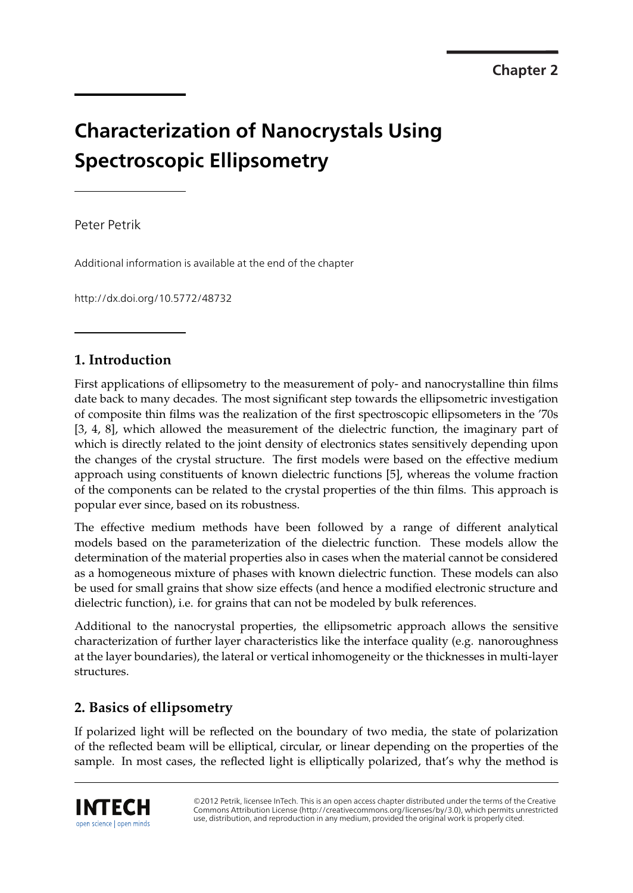Chapter 2

# Characterization of Nanocrystals Using Spectroscopic Ellipsometry

Peter Petrik

Additional information is available at the end of the chapter

http://dx.doi.org/10.5772/48732

## 1. Introduction

First applications of ellipsometry to the measurement of poly- and nanocrystalline thin films date back to many decades. The most significant step towards the ellipsometric investigation of composite thin films was the realization of the first spectroscopic ellipsometers in the '70s [3, 4, 8], which allowed the measurement of the dielectric function, the imaginary part of which is directly related to the joint density of electronics states sensitively depending upon the changes of the crystal structure. The first models were based on the effective medium approach using constituents of known dielectric functions [5], whereas the volume fraction of the components can be related to the crystal properties of the thin films. This approach is popular ever since, based on its robustness.

The effective medium methods have been followed by a range of different analytical models based on the parameterization of the dielectric function. These models allow the determination of the material properties also in cases when the material cannot be considered as a homogeneous mixture of phases with known dielectric function. These models can also be used for small grains that show size effects (and hence a modified electronic structure and dielectric function), i.e. for grains that can not be modeled by bulk references.

Additional to the nanocrystal properties, the ellipsometric approach allows the sensitive characterization of further layer characteristics like the interface quality (e.g. nanoroughness at the layer boundaries), the lateral or vertical inhomogeneity or the thicknesses in multi-layer structures.

## 2. Basics of ellipsometry

If polarized light will be reflected on the boundary of two media, the state of polarization of the reflected beam will be elliptical, circular, or linear depending on the properties of the sample. In most cases, the reflected light is elliptically polarized, that's why the method is

©2012 Petrik, licensee InTech. This is an open access chapter distributed under the terms of the Creative Commons Attribution License (http://creativecommons.org/licenses/by/3.0), which permits unrestricted use, distribution, and reproduction in any medium, provided the original work is properly cited.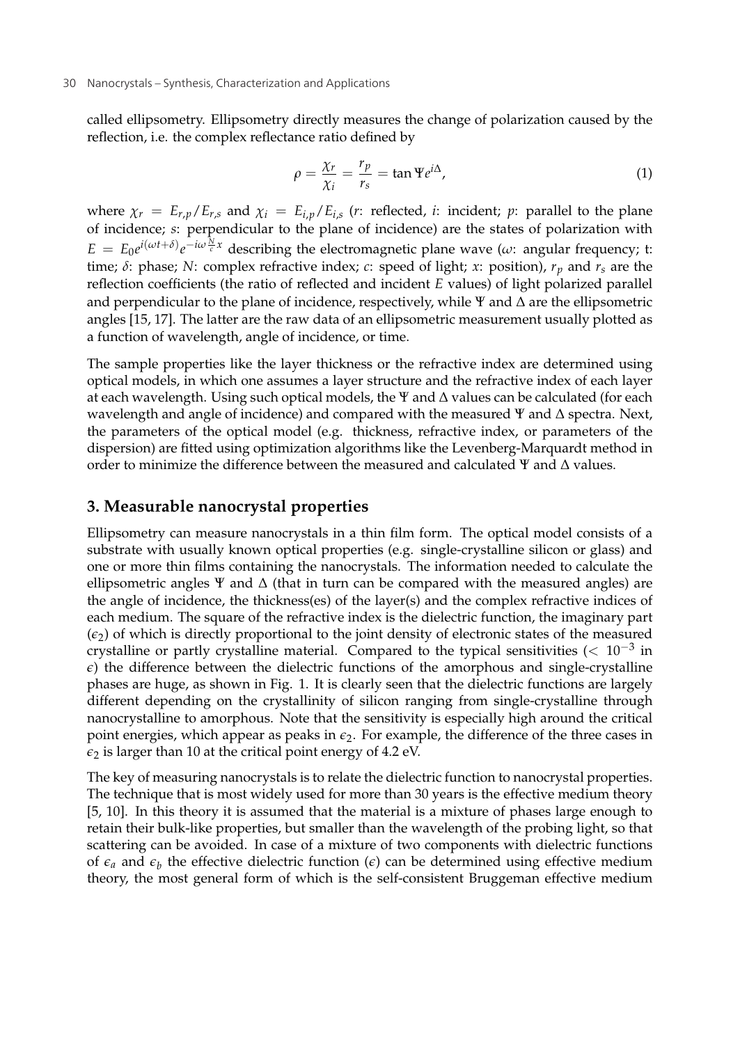called ellipsometry. Ellipsometry directly measures the change of polarization caused by the reflection, i.e. the complex reflectance ratio defined by

$$\rho = \frac{\chi_r}{\chi_i} = \frac{r_p}{r_s} = \tan \Psi e^{i\Delta}, \tag{1}$$

where $\chi_r = E_{r,p}/E_{r,s}$ and $\chi_i = E_{i,p}/E_{i,s}$ ($r$: reflected, $i$: incident; $p$: parallel to the plane of incidence; $s$: perpendicular to the plane of incidence) are the states of polarization with $E = E_0 e^{i(\omega t + \delta)} e^{-i\omega \frac{N}{c} x}$ describing the electromagnetic plane wave ($\omega$: angular frequency; t: time; $\delta$: phase; $N$: complex refractive index; $c$: speed of light; $x$: position), $r_p$ and $r_s$ are the reflection coefficients (the ratio of reflected and incident $E$ values) of light polarized parallel and perpendicular to the plane of incidence, respectively, while $\Psi$ and $\Delta$ are the ellipsometric angles [15, 17]. The latter are the raw data of an ellipsometric measurement usually plotted as a function of wavelength, angle of incidence, or time.

The sample properties like the layer thickness or the refractive index are determined using optical models, in which one assumes a layer structure and the refractive index of each layer at each wavelength. Using such optical models, the $\Psi$ and $\Delta$ values can be calculated (for each wavelength and angle of incidence) and compared with the measured $\Psi$ and $\Delta$ spectra. Next, the parameters of the optical model (e.g. thickness, refractive index, or parameters of the dispersion) are fitted using optimization algorithms like the Levenberg-Marquardt method in order to minimize the difference between the measured and calculated $\Psi$ and $\Delta$ values.

## 3. Measurable nanocrystal properties

Ellipsometry can measure nanocrystals in a thin film form. The optical model consists of a substrate with usually known optical properties (e.g. single-crystalline silicon or glass) and one or more thin films containing the nanocrystals. The information needed to calculate the ellipsometric angles $\Psi$ and $\Delta$ (that in turn can be compared with the measured angles) are the angle of incidence, the thickness(es) of the layer(s) and the complex refractive indices of each medium. The square of the refractive index is the dielectric function, the imaginary part ($\epsilon_2$) of which is directly proportional to the joint density of electronic states of the measured crystalline or partly crystalline material. Compared to the typical sensitivities ($< 10^{-3}$ in $\epsilon$) the difference between the dielectric functions of the amorphous and single-crystalline phases are huge, as shown in Fig. 1. It is clearly seen that the dielectric functions are largely different depending on the crystallinity of silicon ranging from single-crystalline through nanocrystalline to amorphous. Note that the sensitivity is especially high around the critical point energies, which appear as peaks in $\epsilon_2$. For example, the difference of the three cases in $\epsilon_2$ is larger than 10 at the critical point energy of 4.2 eV.

The key of measuring nanocrystals is to relate the dielectric function to nanocrystal properties. The technique that is most widely used for more than 30 years is the effective medium theory [5, 10]. In this theory it is assumed that the material is a mixture of phases large enough to retain their bulk-like properties, but smaller than the wavelength of the probing light, so that scattering can be avoided. In case of a mixture of two components with dielectric functions of $\epsilon_a$ and $\epsilon_b$ the effective dielectric function ($\epsilon$) can be determined using effective medium theory, the most general form of which is the self-consistent Bruggeman effective medium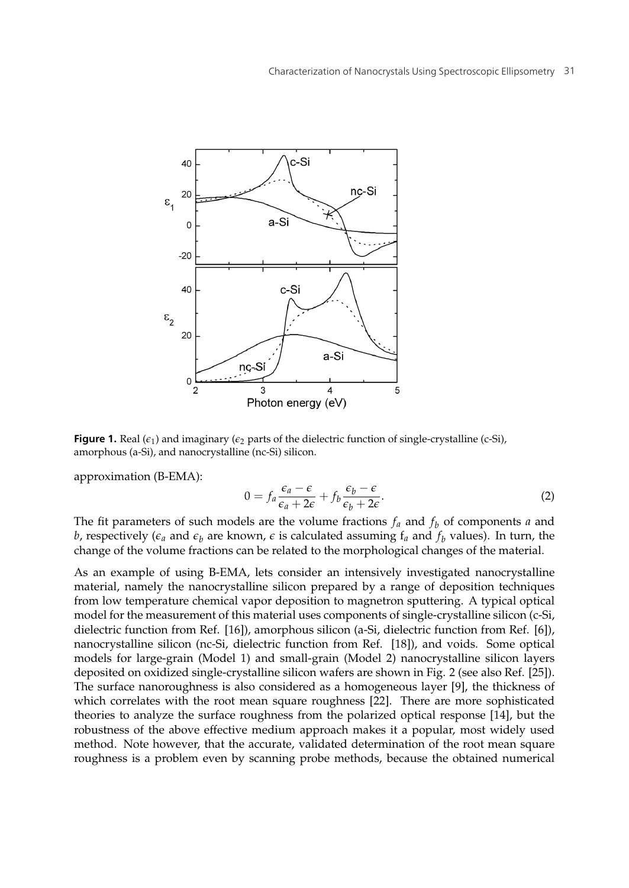**Figure 1.** Real ($\epsilon_1$) and imaginary ($\epsilon_2$ parts of the dielectric function of single-crystalline (c-Si), amorphous (a-Si), and nanocrystalline (nc-Si) silicon.

approximation (B-EMA):

$$0 = f_a \frac{\epsilon_a - \epsilon}{\epsilon_a + 2\epsilon} + f_b \frac{\epsilon_b - \epsilon}{\epsilon_b + 2\epsilon}. \quad (2)$$

The fit parameters of such models are the volume fractions $f_a$ and $f_b$ of components $a$ and $b$, respectively ($\epsilon_a$ and $\epsilon_b$ are known, $\epsilon$ is calculated assuming $f_a$ and $f_b$ values). In turn, the change of the volume fractions can be related to the morphological changes of the material.

As an example of using B-EMA, lets consider an intensively investigated nanocrystalline material, namely the nanocrystalline silicon prepared by a range of deposition techniques from low temperature chemical vapor deposition to magnetron sputtering. A typical optical model for the measurement of this material uses components of single-crystalline silicon (c-Si, dielectric function from Ref. [16]), amorphous silicon (a-Si, dielectric function from Ref. [6]), nanocrystalline silicon (nc-Si, dielectric function from Ref. [18]), and voids. Some optical models for large-grain (Model 1) and small-grain (Model 2) nanocrystalline silicon layers deposited on oxidized single-crystalline silicon wafers are shown in Fig. 2 (see also Ref. [25]). The surface nanoroughness is also considered as a homogeneous layer [9], the thickness of which correlates with the root mean square roughness [22]. There are more sophisticated theories to analyze the surface roughness from the polarized optical response [14], but the robustness of the above effective medium approach makes it a popular, most widely used method. Note however, that the accurate, validated determination of the root mean square roughness is a problem even by scanning probe methods, because the obtained numerical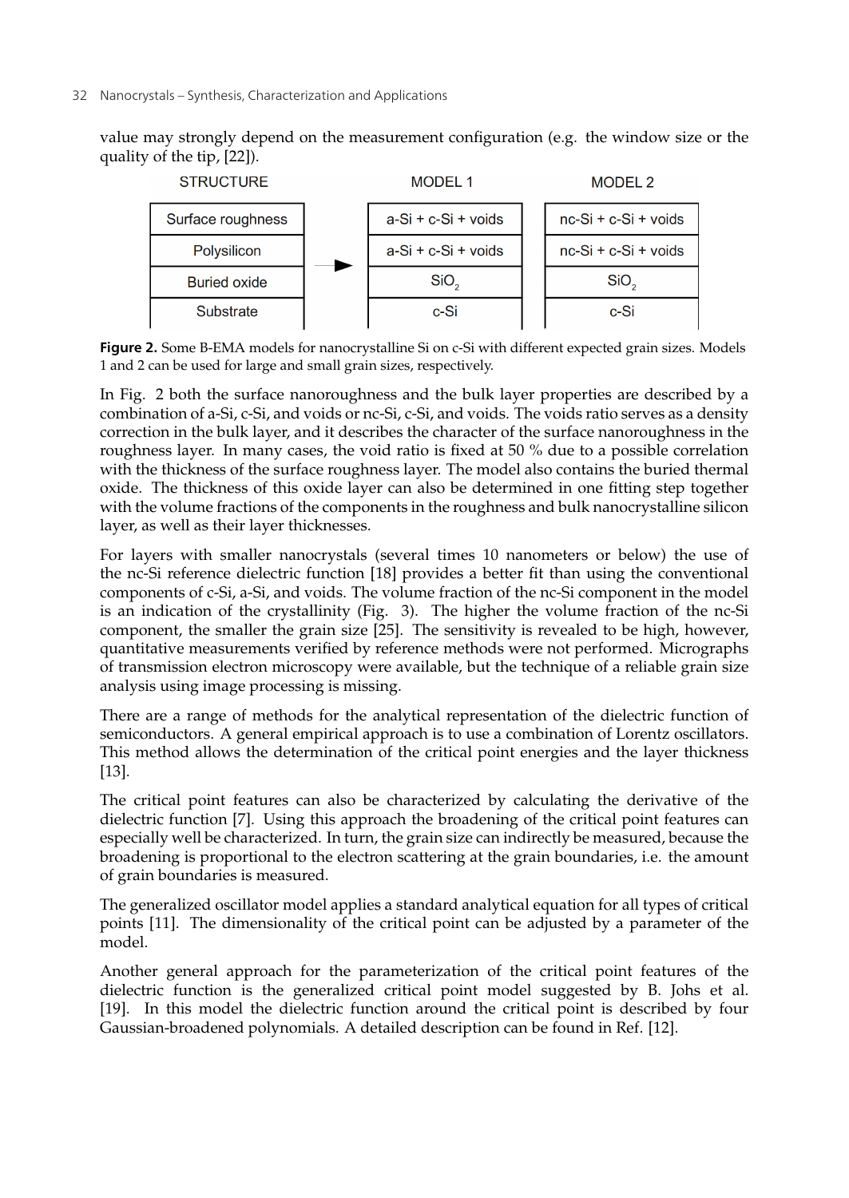value may strongly depend on the measurement configuration (e.g. the window size or the quality of the tip, [22]).

| STRUCTURE | | MODEL 1 | MODEL 2 |
|---|---|---|---|
| Surface roughness | | a-Si + c-Si + voids | nc-Si + c-Si + voids |
| Polysilicon | → | a-Si + c-Si + voids | nc-Si + c-Si + voids |
| Buried oxide | | $SiO_2$ | $SiO_2$ |
| Substrate | | c-Si | c-Si |

**Figure 2.** Some B-EMA models for nanocrystalline Si on c-Si with different expected grain sizes. Models 1 and 2 can be used for large and small grain sizes, respectively.

In Fig. 2 both the surface nanoroughness and the bulk layer properties are described by a combination of a-Si, c-Si, and voids or nc-Si, c-Si, and voids. The voids ratio serves as a density correction in the bulk layer, and it describes the character of the surface nanoroughness in the roughness layer. In many cases, the void ratio is fixed at 50 % due to a possible correlation with the thickness of the surface roughness layer. The model also contains the buried thermal oxide. The thickness of this oxide layer can also be determined in one fitting step together with the volume fractions of the components in the roughness and bulk nanocrystalline silicon layer, as well as their layer thicknesses.

For layers with smaller nanocrystals (several times 10 nanometers or below) the use of the nc-Si reference dielectric function [18] provides a better fit than using the conventional components of c-Si, a-Si, and voids. The volume fraction of the nc-Si component in the model is an indication of the crystallinity (Fig. 3). The higher the volume fraction of the nc-Si component, the smaller the grain size [25]. The sensitivity is revealed to be high, however, quantitative measurements verified by reference methods were not performed. Micrographs of transmission electron microscopy were available, but the technique of a reliable grain size analysis using image processing is missing.

There are a range of methods for the analytical representation of the dielectric function of semiconductors. A general empirical approach is to use a combination of Lorentz oscillators. This method allows the determination of the critical point energies and the layer thickness [13].

The critical point features can also be characterized by calculating the derivative of the dielectric function [7]. Using this approach the broadening of the critical point features can especially well be characterized. In turn, the grain size can indirectly be measured, because the broadening is proportional to the electron scattering at the grain boundaries, i.e. the amount of grain boundaries is measured.

The generalized oscillator model applies a standard analytical equation for all types of critical points [11]. The dimensionality of the critical point can be adjusted by a parameter of the model.

Another general approach for the parameterization of the critical point features of the dielectric function is the generalized critical point model suggested by B. Johs et al. [19]. In this model the dielectric function around the critical point is described by four Gaussian-broadened polynomials. A detailed description can be found in Ref. [12].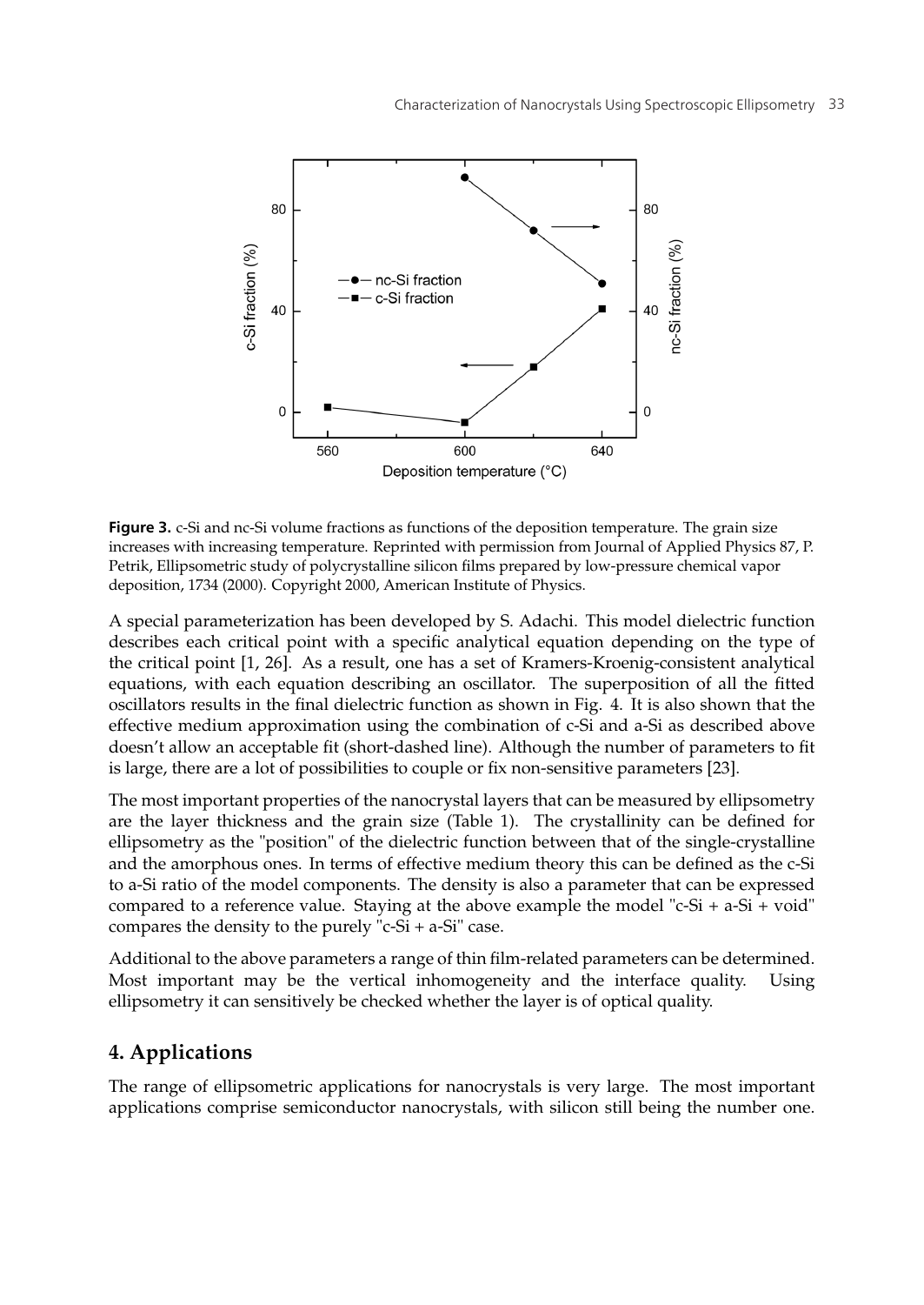**Figure 3.** c-Si and nc-Si volume fractions as functions of the deposition temperature. The grain size increases with increasing temperature. Reprinted with permission from Journal of Applied Physics 87, P. Petrik, Ellipsometric study of polycrystalline silicon films prepared by low-pressure chemical vapor deposition, 1734 (2000). Copyright 2000, American Institute of Physics.

A special parameterization has been developed by S. Adachi. This model dielectric function describes each critical point with a specific analytical equation depending on the type of the critical point [1, 26]. As a result, one has a set of Kramers-Kroenig-consistent analytical equations, with each equation describing an oscillator. The superposition of all the fitted oscillators results in the final dielectric function as shown in Fig. 4. It is also shown that the effective medium approximation using the combination of c-Si and a-Si as described above doesn't allow an acceptable fit (short-dashed line). Although the number of parameters to fit is large, there are a lot of possibilities to couple or fix non-sensitive parameters [23].

The most important properties of the nanocrystal layers that can be measured by ellipsometry are the layer thickness and the grain size (Table 1). The crystallinity can be defined for ellipsometry as the "position" of the dielectric function between that of the single-crystalline and the amorphous ones. In terms of effective medium theory this can be defined as the c-Si to a-Si ratio of the model components. The density is also a parameter that can be expressed compared to a reference value. Staying at the above example the model "c-Si + a-Si + void" compares the density to the purely "c-Si + a-Si" case.

Additional to the above parameters a range of thin film-related parameters can be determined. Most important may be the vertical inhomogeneity and the interface quality. Using ellipsometry it can sensitively be checked whether the layer is of optical quality.

## 4. Applications

The range of ellipsometric applications for nanocrystals is very large. The most important applications comprise semiconductor nanocrystals, with silicon still being the number one.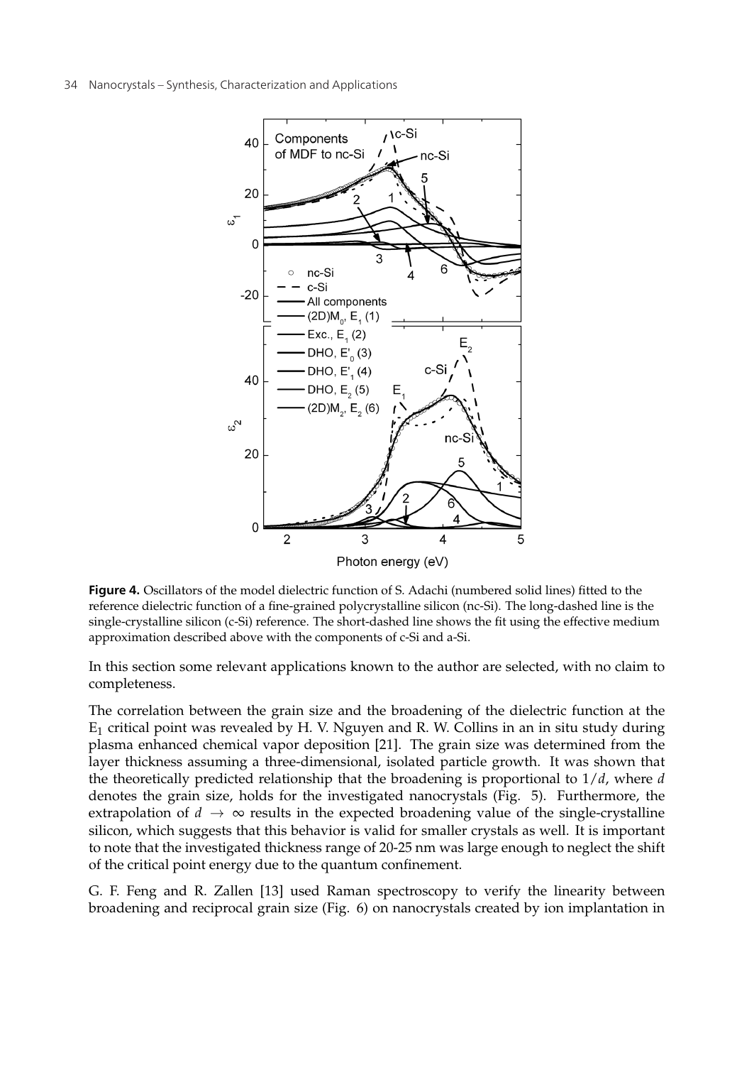**Figure 4.** Oscillators of the model dielectric function of S. Adachi (numbered solid lines) fitted to the reference dielectric function of a fine-grained polycrystalline silicon (nc-Si). The long-dashed line is the single-crystalline silicon (c-Si) reference. The short-dashed line shows the fit using the effective medium approximation described above with the components of c-Si and a-Si.

In this section some relevant applications known to the author are selected, with no claim to completeness.

The correlation between the grain size and the broadening of the dielectric function at the $E_1$ critical point was revealed by H. V. Nguyen and R. W. Collins in an in situ study during plasma enhanced chemical vapor deposition [21]. The grain size was determined from the layer thickness assuming a three-dimensional, isolated particle growth. It was shown that the theoretically predicted relationship that the broadening is proportional to $1/d$, where $d$ denotes the grain size, holds for the investigated nanocrystals (Fig. 5). Furthermore, the extrapolation of $d \rightarrow \infty$ results in the expected broadening value of the single-crystalline silicon, which suggests that this behavior is valid for smaller crystals as well. It is important to note that the investigated thickness range of 20-25 nm was large enough to neglect the shift of the critical point energy due to the quantum confinement.

G. F. Feng and R. Zallen [13] used Raman spectroscopy to verify the linearity between broadening and reciprocal grain size (Fig. 6) on nanocrystals created by ion implantation in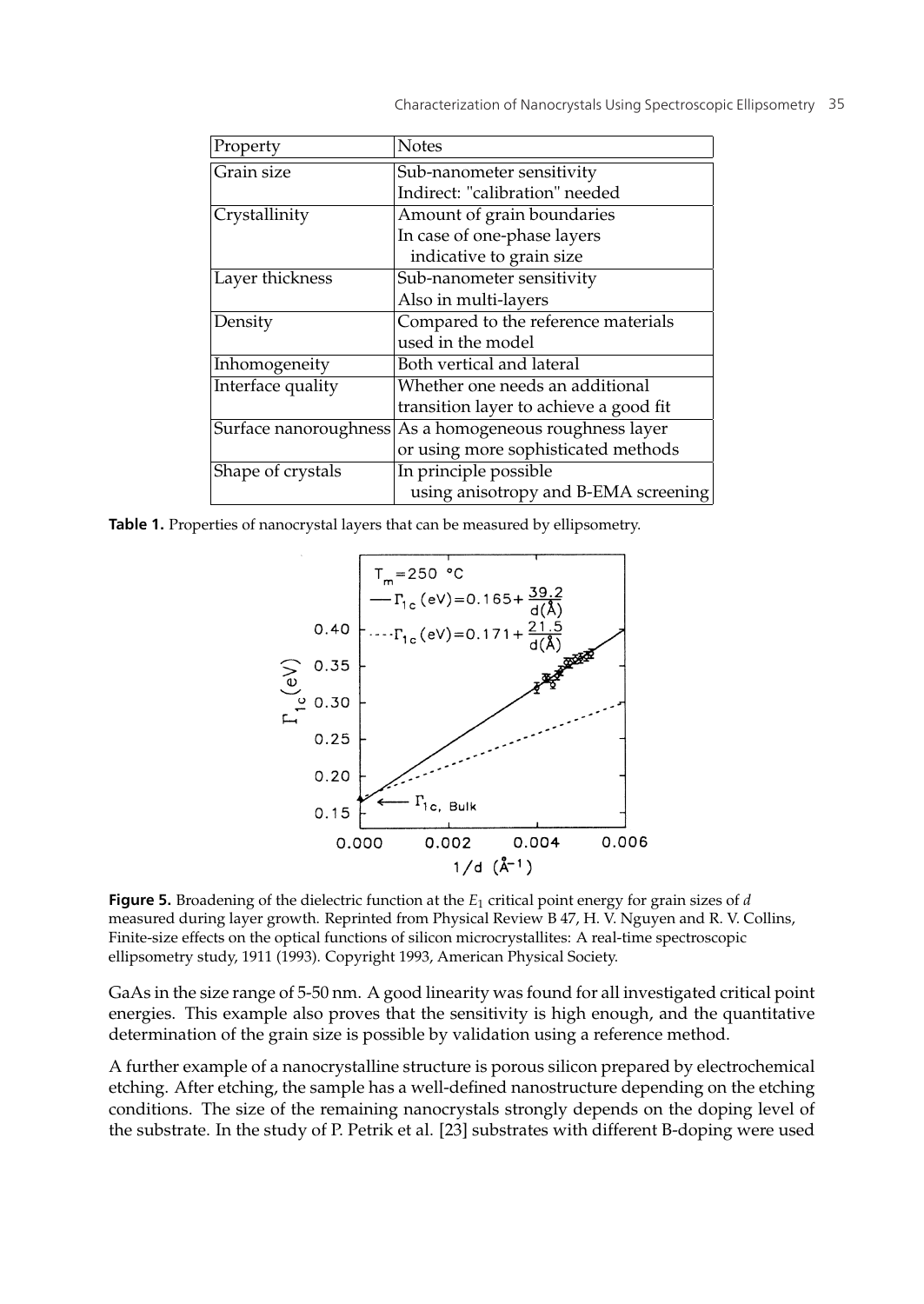| Property | Notes |
|---|---|
| Grain size | Sub-nanometer sensitivity<br>Indirect: "calibration" needed |
| Crystallinity | Amount of grain boundaries<br>In case of one-phase layers<br>indicative to grain size |
| Layer thickness | Sub-nanometer sensitivity<br>Also in multi-layers |
| Density | Compared to the reference materials<br>used in the model |
| Inhomogeneity | Both vertical and lateral |
| Interface quality | Whether one needs an additional<br>transition layer to achieve a good fit |
| Surface nanoroughness | As a homogeneous roughness layer<br>or using more sophisticated methods |
| Shape of crystals | In principle possible<br>using anisotropy and B-EMA screening |

**Table 1.** Properties of nanocrystal layers that can be measured by ellipsometry.

**Figure 5.** Broadening of the dielectric function at the $E_1$ critical point energy for grain sizes of $d$ measured during layer growth. Reprinted from Physical Review B 47, H. V. Nguyen and R. V. Collins, Finite-size effects on the optical functions of silicon microcrystallites: A real-time spectroscopic ellipsometry study, 1911 (1993). Copyright 1993, American Physical Society.

GaAs in the size range of 5-50 nm. A good linearity was found for all investigated critical point energies. This example also proves that the sensitivity is high enough, and the quantitative determination of the grain size is possible by validation using a reference method.

A further example of a nanocrystalline structure is porous silicon prepared by electrochemical etching. After etching, the sample has a well-defined nanostructure depending on the etching conditions. The size of the remaining nanocrystals strongly depends on the doping level of the substrate. In the study of P. Petrik et al. [23] substrates with different B-doping were used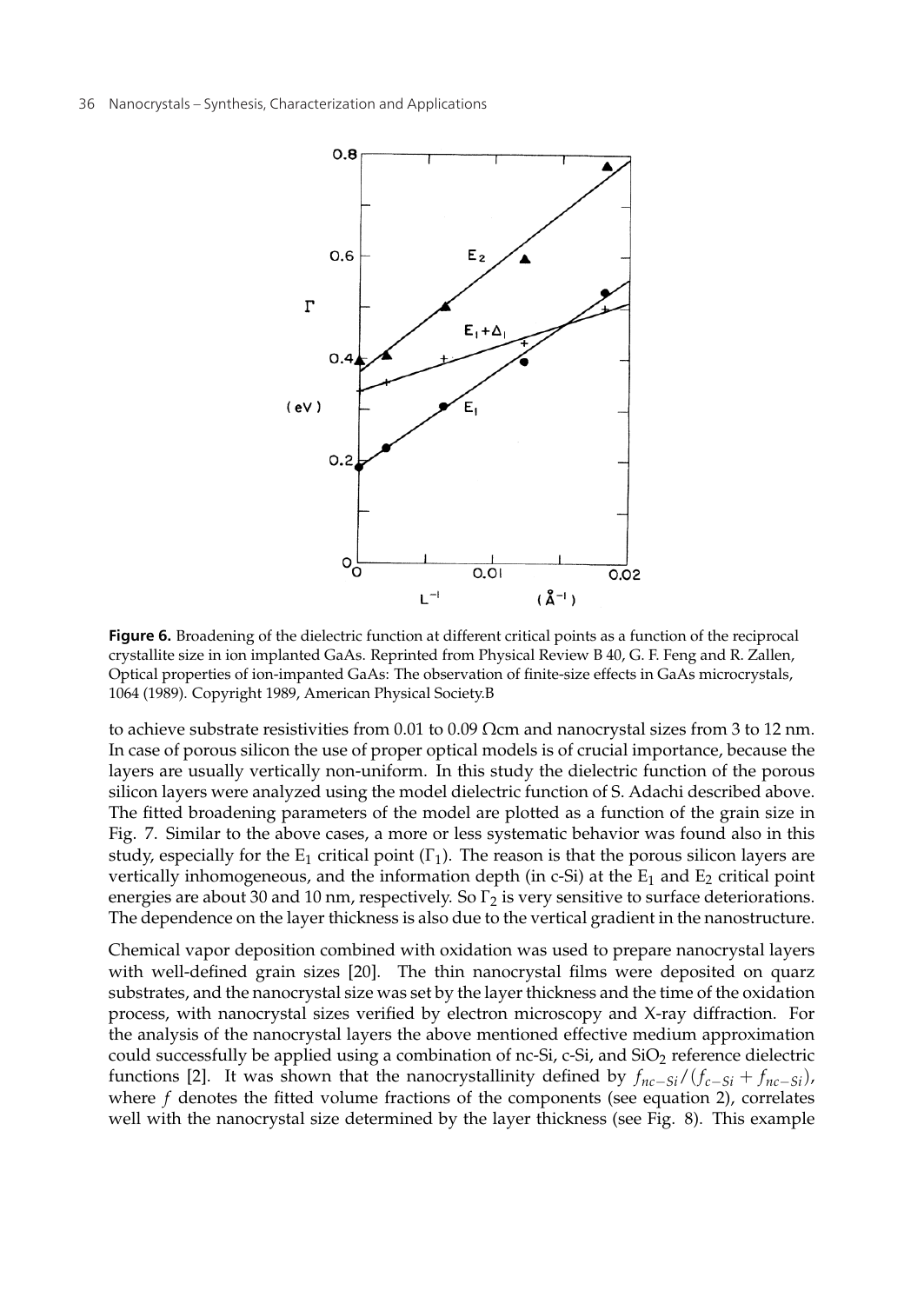**Figure 6.** Broadening of the dielectric function at different critical points as a function of the reciprocal crystallite size in ion implanted GaAs. Reprinted from Physical Review B 40, G. F. Feng and R. Zallen, Optical properties of ion-impanted GaAs: The observation of finite-size effects in GaAs microcrystals, 1064 (1989). Copyright 1989, American Physical Society.B

to achieve substrate resistivities from 0.01 to 0.09 Ωcm and nanocrystal sizes from 3 to 12 nm. In case of porous silicon the use of proper optical models is of crucial importance, because the layers are usually vertically non-uniform. In this study the dielectric function of the porous silicon layers were analyzed using the model dielectric function of S. Adachi described above. The fitted broadening parameters of the model are plotted as a function of the grain size in Fig. 7. Similar to the above cases, a more or less systematic behavior was found also in this study, especially for the $E_1$ critical point ($\Gamma_1$). The reason is that the porous silicon layers are vertically inhomogeneous, and the information depth (in c-Si) at the $E_1$ and $E_2$ critical point energies are about 30 and 10 nm, respectively. So $\Gamma_2$ is very sensitive to surface deteriorations. The dependence on the layer thickness is also due to the vertical gradient in the nanostructure.

Chemical vapor deposition combined with oxidation was used to prepare nanocrystal layers with well-defined grain sizes [20]. The thin nanocrystal films were deposited on quarz substrates, and the nanocrystal size was set by the layer thickness and the time of the oxidation process, with nanocrystal sizes verified by electron microscopy and X-ray diffraction. For the analysis of the nanocrystal layers the above mentioned effective medium approximation could successfully be applied using a combination of nc-Si, c-Si, and $SiO_2$ reference dielectric functions [2]. It was shown that the nanocrystallinity defined by $f_{nc-Si}/(f_{c-Si} + f_{nc-Si})$, where $f$ denotes the fitted volume fractions of the components (see equation 2), correlates well with the nanocrystal size determined by the layer thickness (see Fig. 8). This example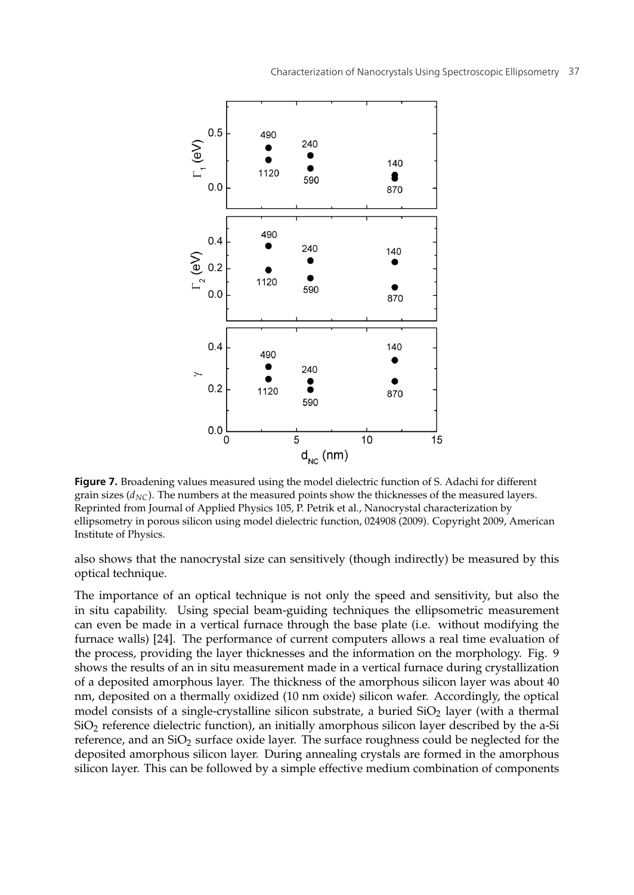**Figure 7.** Broadening values measured using the model dielectric function of S. Adachi for different grain sizes ($d_{NC}$). The numbers at the measured points show the thicknesses of the measured layers. Reprinted from Journal of Applied Physics 105, P. Petrik et al., Nanocrystal characterization by ellipsometry in porous silicon using model dielectric function, 024908 (2009). Copyright 2009, American Institute of Physics.

also shows that the nanocrystal size can sensitively (though indirectly) be measured by this optical technique.

The importance of an optical technique is not only the speed and sensitivity, but also the in situ capability. Using special beam-guiding techniques the ellipsometric measurement can even be made in a vertical furnace through the base plate (i.e. without modifying the furnace walls) [24]. The performance of current computers allows a real time evaluation of the process, providing the layer thicknesses and the information on the morphology. Fig. 9 shows the results of an in situ measurement made in a vertical furnace during crystallization of a deposited amorphous layer. The thickness of the amorphous silicon layer was about 40 nm, deposited on a thermally oxidized (10 nm oxide) silicon wafer. Accordingly, the optical model consists of a single-crystalline silicon substrate, a buried $SiO_2$ layer (with a thermal $SiO_2$ reference dielectric function), an initially amorphous silicon layer described by the a-Si reference, and an $SiO_2$ surface oxide layer. The surface roughness could be neglected for the deposited amorphous silicon layer. During annealing crystals are formed in the amorphous silicon layer. This can be followed by a simple effective medium combination of components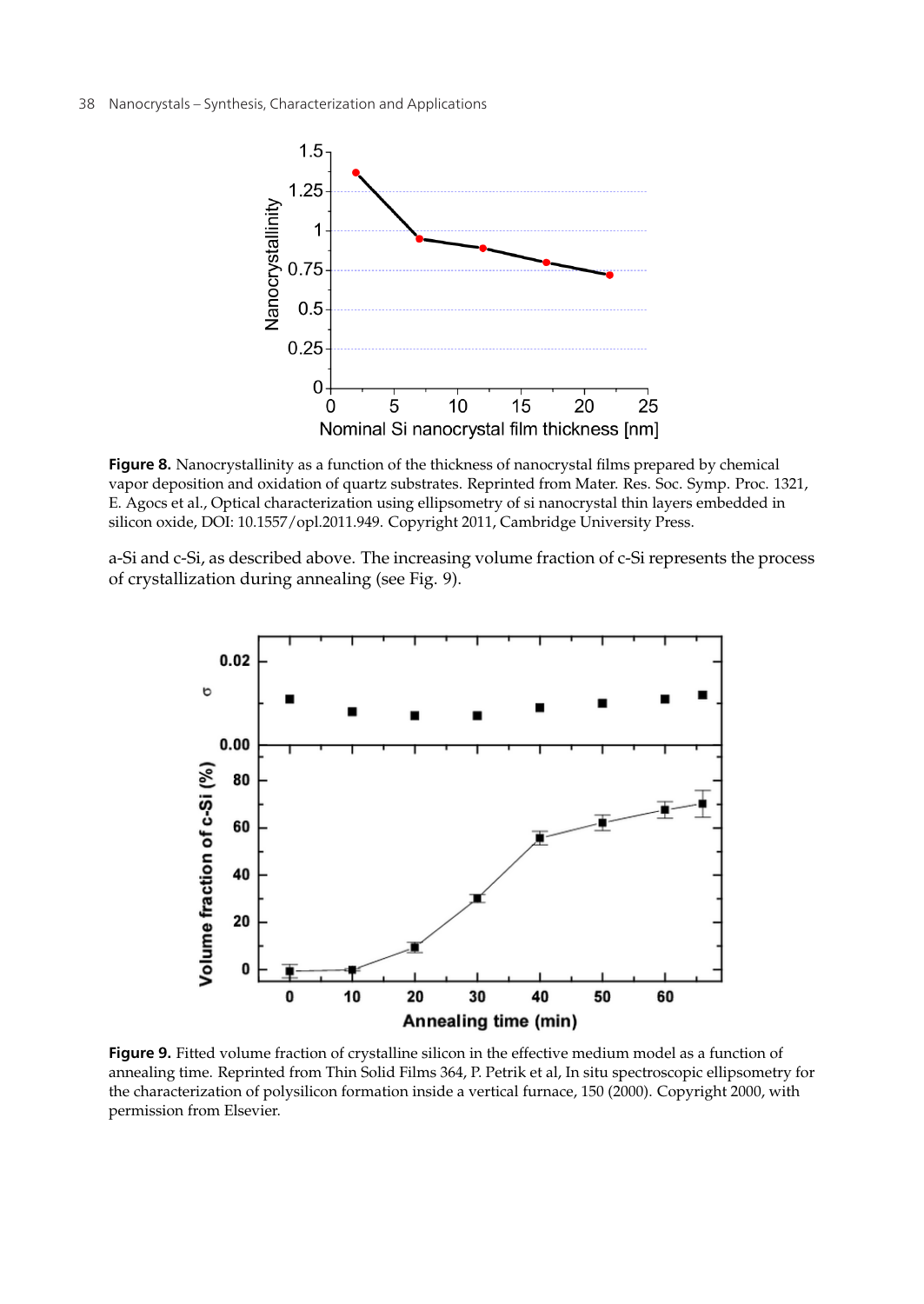**Figure 8.** Nanocrystallinity as a function of the thickness of nanocrystal films prepared by chemical vapor deposition and oxidation of quartz substrates. Reprinted from Mater. Res. Soc. Symp. Proc. 1321, E. Agocs et al., Optical characterization using ellipsometry of si nanocrystal thin layers embedded in silicon oxide, DOI: 10.1557/opl.2011.949. Copyright 2011, Cambridge University Press.

a-Si and c-Si, as described above. The increasing volume fraction of c-Si represents the process of crystallization during annealing (see Fig. 9).

**Figure 9.** Fitted volume fraction of crystalline silicon in the effective medium model as a function of annealing time. Reprinted from Thin Solid Films 364, P. Petrik et al, In situ spectroscopic ellipsometry for the characterization of polysilicon formation inside a vertical furnace, 150 (2000). Copyright 2000, with permission from Elsevier.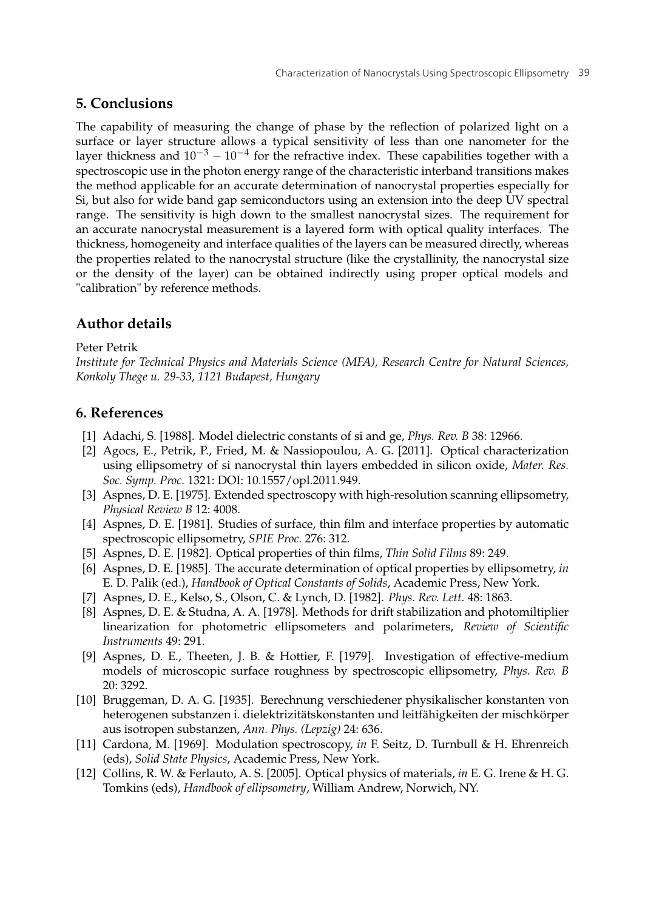## 5. Conclusions

The capability of measuring the change of phase by the reflection of polarized light on a surface or layer structure allows a typical sensitivity of less than one nanometer for the layer thickness and $10^{-3} - 10^{-4}$ for the refractive index. These capabilities together with a spectroscopic use in the photon energy range of the characteristic interband transitions makes the method applicable for an accurate determination of nanocrystal properties especially for Si, but also for wide band gap semiconductors using an extension into the deep UV spectral range. The sensitivity is high down to the smallest nanocrystal sizes. The requirement for an accurate nanocrystal measurement is a layered form with optical quality interfaces. The thickness, homogeneity and interface qualities of the layers can be measured directly, whereas the properties related to the nanocrystal structure (like the crystallinity, the nanocrystal size or the density of the layer) can be obtained indirectly using proper optical models and "calibration" by reference methods.

## Author details

Peter Petrik
*Institute for Technical Physics and Materials Science (MFA), Research Centre for Natural Sciences, Konkoly Thege u. 29-33, 1121 Budapest, Hungary*

## 6. References

[1] Adachi, S. [1988]. Model dielectric constants of si and ge, *Phys. Rev. B* 38: 12966.

[2] Agocs, E., Petrik, P., Fried, M. & Nassiopoulou, A. G. [2011]. Optical characterization using ellipsometry of si nanocrystal thin layers embedded in silicon oxide, *Mater. Res. Soc. Symp. Proc.* 1321: DOI: 10.1557/opl.2011.949.

[3] Aspnes, D. E. [1975]. Extended spectroscopy with high-resolution scanning ellipsometry, *Physical Review B* 12: 4008.

[4] Aspnes, D. E. [1981]. Studies of surface, thin film and interface properties by automatic spectroscopic ellipsometry, *SPIE Proc.* 276: 312.

[5] Aspnes, D. E. [1982]. Optical properties of thin films, *Thin Solid Films* 89: 249.

[6] Aspnes, D. E. [1985]. The accurate determination of optical properties by ellipsometry, *in* E. D. Palik (ed.), *Handbook of Optical Constants of Solids*, Academic Press, New York.

[7] Aspnes, D. E., Kelso, S., Olson, C. & Lynch, D. [1982]. *Phys. Rev. Lett.* 48: 1863.

[8] Aspnes, D. E. & Studna, A. A. [1978]. Methods for drift stabilization and photomiltiplier linearization for photometric ellipsometers and polarimeters, *Review of Scientific Instruments* 49: 291.

[9] Aspnes, D. E., Theeten, J. B. & Hottier, F. [1979]. Investigation of effective-medium models of microscopic surface roughness by spectroscopic ellipsometry, *Phys. Rev. B* 20: 3292.

[10] Bruggeman, D. A. G. [1935]. Berechnung verschiedener physikalischer konstanten von heterogenen substanzen i. dielektrizitätskonstanten und leitfähigkeiten der mischkörper aus isotropen substanzen, *Ann. Phys. (Lepzig)* 24: 636.

[11] Cardona, M. [1969]. Modulation spectroscopy, *in* F. Seitz, D. Turnbull & H. Ehrenreich (eds), *Solid State Physics*, Academic Press, New York.

[12] Collins, R. W. & Ferlauto, A. S. [2005]. Optical physics of materials, *in* E. G. Irene & H. G. Tomkins (eds), *Handbook of ellipsometry*, William Andrew, Norwich, NY.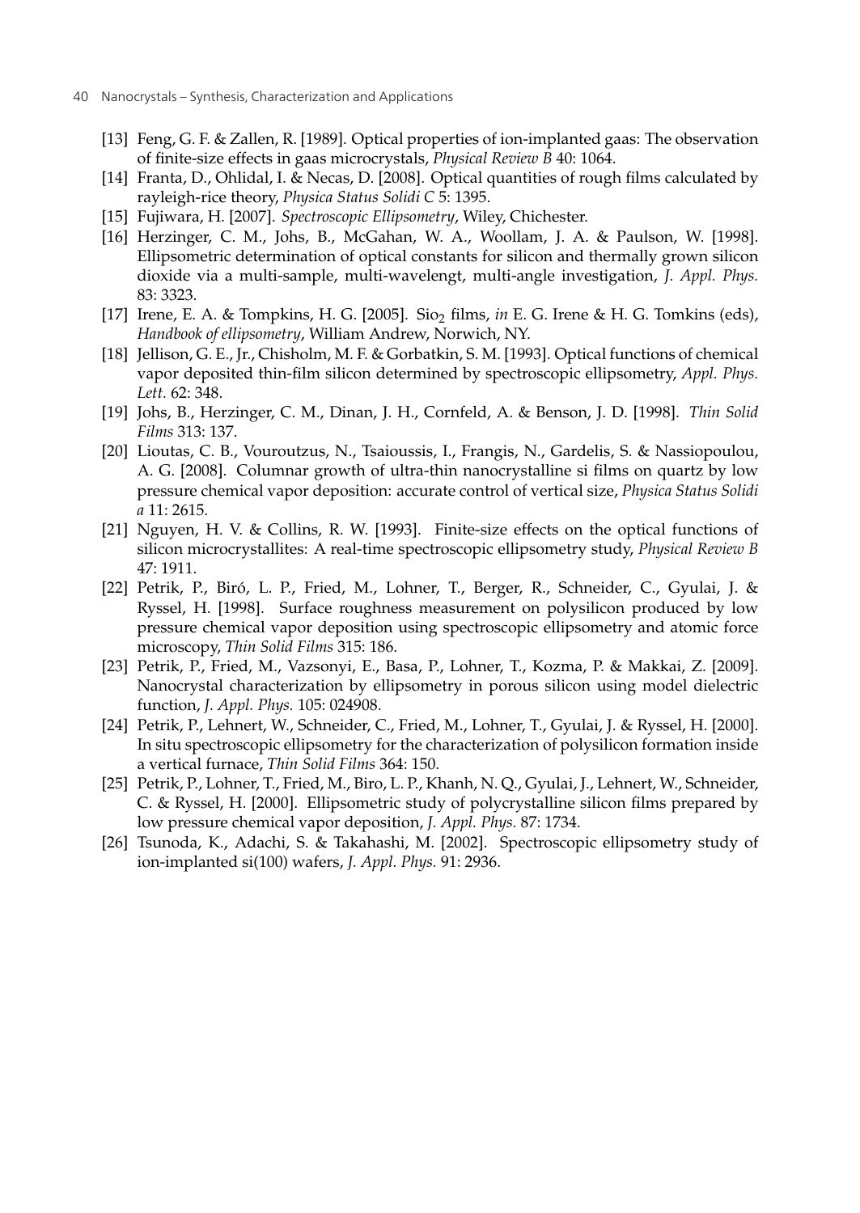[13] Feng, G. F. & Zallen, R. [1989]. Optical properties of ion-implanted gaas: The observation of finite-size effects in gaas microcrystals, *Physical Review B* 40: 1064.

[14] Franta, D., Ohlidal, I. & Necas, D. [2008]. Optical quantities of rough films calculated by rayleigh-rice theory, *Physica Status Solidi C* 5: 1395.

[15] Fujiwara, H. [2007]. *Spectroscopic Ellipsometry*, Wiley, Chichester.

[16] Herzinger, C. M., Johs, B., McGahan, W. A., Woollam, J. A. & Paulson, W. [1998]. Ellipsometric determination of optical constants for silicon and thermally grown silicon dioxide via a multi-sample, multi-wavelengt, multi-angle investigation, *J. Appl. Phys.* 83: 3323.

[17] Irene, E. A. & Tompkins, H. G. [2005]. $Sio_2$ films, *in* E. G. Irene & H. G. Tomkins (eds), *Handbook of ellipsometry*, William Andrew, Norwich, NY.

[18] Jellison, G. E., Jr., Chisholm, M. F. & Gorbatkin, S. M. [1993]. Optical functions of chemical vapor deposited thin-film silicon determined by spectroscopic ellipsometry, *Appl. Phys. Lett.* 62: 348.

[19] Johs, B., Herzinger, C. M., Dinan, J. H., Cornfeld, A. & Benson, J. D. [1998]. *Thin Solid Films* 313: 137.

[20] Lioutas, C. B., Vouroutzus, N., Tsaioussis, I., Frangis, N., Gardelis, S. & Nassiopoulou, A. G. [2008]. Columnar growth of ultra-thin nanocrystalline si films on quartz by low pressure chemical vapor deposition: accurate control of vertical size, *Physica Status Solidi a* 11: 2615.

[21] Nguyen, H. V. & Collins, R. W. [1993]. Finite-size effects on the optical functions of silicon microcrystallites: A real-time spectroscopic ellipsometry study, *Physical Review B* 47: 1911.

[22] Petrik, P., Biró, L. P., Fried, M., Lohner, T., Berger, R., Schneider, C., Gyulai, J. & Ryssel, H. [1998]. Surface roughness measurement on polysilicon produced by low pressure chemical vapor deposition using spectroscopic ellipsometry and atomic force microscopy, *Thin Solid Films* 315: 186.

[23] Petrik, P., Fried, M., Vazsonyi, E., Basa, P., Lohner, T., Kozma, P. & Makkai, Z. [2009]. Nanocrystal characterization by ellipsometry in porous silicon using model dielectric function, *J. Appl. Phys.* 105: 024908.

[24] Petrik, P., Lehnert, W., Schneider, C., Fried, M., Lohner, T., Gyulai, J. & Ryssel, H. [2000]. In situ spectroscopic ellipsometry for the characterization of polysilicon formation inside a vertical furnace, *Thin Solid Films* 364: 150.

[25] Petrik, P., Lohner, T., Fried, M., Biro, L. P., Khanh, N. Q., Gyulai, J., Lehnert, W., Schneider, C. & Ryssel, H. [2000]. Ellipsometric study of polycrystalline silicon films prepared by low pressure chemical vapor deposition, *J. Appl. Phys.* 87: 1734.

[26] Tsunoda, K., Adachi, S. & Takahashi, M. [2002]. Spectroscopic ellipsometry study of ion-implanted si(100) wafers, *J. Appl. Phys.* 91: 2936.